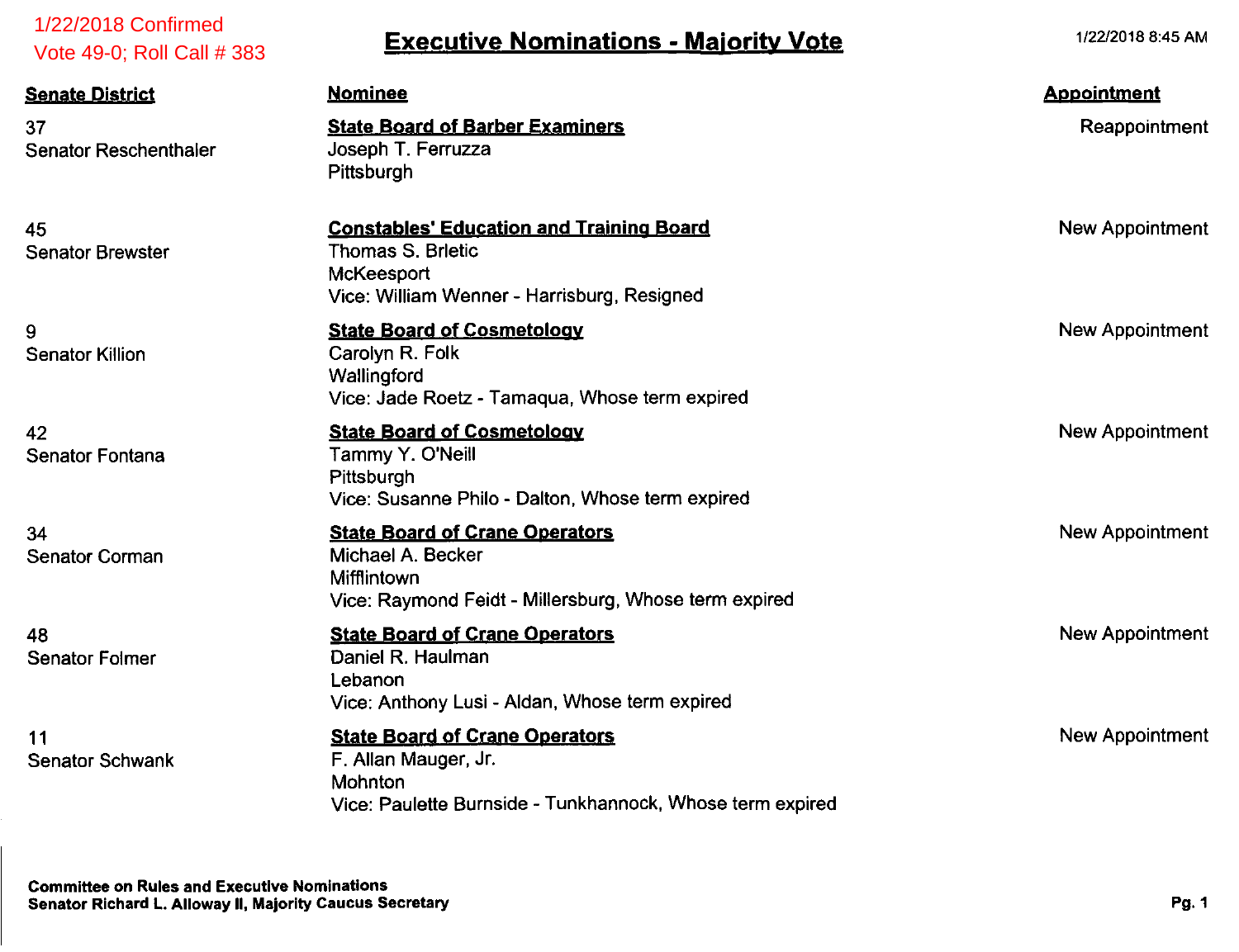1/22/2018 Confirmed
Vote 49-0; Roll Call # 383

# Executive Nominations - Majority Vote

1/22/2018 8:45 AM

| Senate District | Nominee | Appointment |
|---|---|---|
| 37<br>Senator Reschenthaler | **State Board of Barber Examiners**<br>Joseph T. Ferruzza<br>Pittsburgh | Reappointment |
| 45<br>Senator Brewster | **Constables' Education and Training Board**<br>Thomas S. Brletic<br>McKeesport<br>Vice: William Wenner - Harrisburg, Resigned | New Appointment |
| 9<br>Senator Killion | **State Board of Cosmetology**<br>Carolyn R. Folk<br>Wallingford<br>Vice: Jade Roetz - Tamaqua, Whose term expired | New Appointment |
| 42<br>Senator Fontana | **State Board of Cosmetology**<br>Tammy Y. O'Neill<br>Pittsburgh<br>Vice: Susanne Philo - Dalton, Whose term expired | New Appointment |
| 34<br>Senator Corman | **State Board of Crane Operators**<br>Michael A. Becker<br>Mifflintown<br>Vice: Raymond Feidt - Millersburg, Whose term expired | New Appointment |
| 48<br>Senator Folmer | **State Board of Crane Operators**<br>Daniel R. Haulman<br>Lebanon<br>Vice: Anthony Lusi - Aldan, Whose term expired | New Appointment |
| 11<br>Senator Schwank | **State Board of Crane Operators**<br>F. Allan Mauger, Jr.<br>Mohnton<br>Vice: Paulette Burnside - Tunkhannock, Whose term expired | New Appointment |

**Committee on Rules and Executive Nominations**
**Senator Richard L. Alloway II, Majority Caucus Secretary**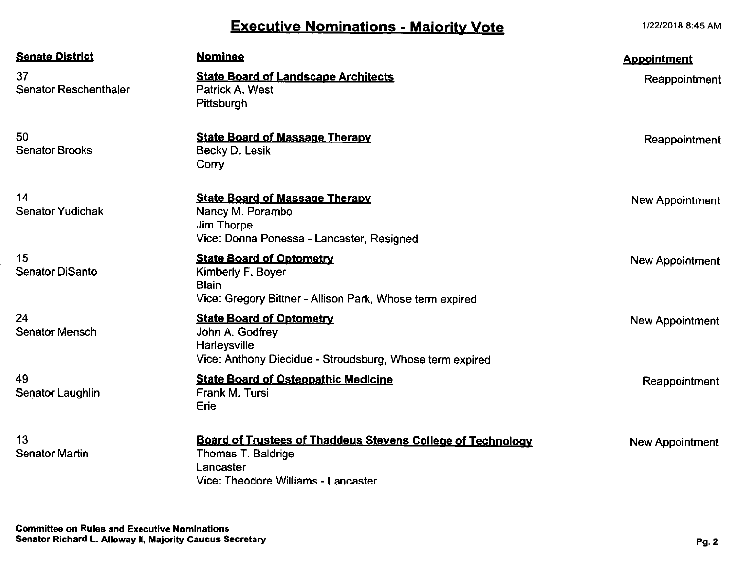# Executive Nominations - Majority Vote

1/22/2018 8:45 AM

| Senate District | Nominee | Appointment |
|---|---|---|
| 37<br>Senator Reschenthaler | **State Board of Landscape Architects**<br>Patrick A. West<br>Pittsburgh | Reappointment |
| 50<br>Senator Brooks | **State Board of Massage Therapy**<br>Becky D. Lesik<br>Corry | Reappointment |
| 14<br>Senator Yudichak | **State Board of Massage Therapy**<br>Nancy M. Porambo<br>Jim Thorpe<br>Vice: Donna Ponessa - Lancaster, Resigned | New Appointment |
| 15<br>Senator DiSanto | **State Board of Optometry**<br>Kimberly F. Boyer<br>Blain<br>Vice: Gregory Bittner - Allison Park, Whose term expired | New Appointment |
| 24<br>Senator Mensch | **State Board of Optometry**<br>John A. Godfrey<br>Harleysville<br>Vice: Anthony Diecidue - Stroudsburg, Whose term expired | New Appointment |
| 49<br>Senator Laughlin | **State Board of Osteopathic Medicine**<br>Frank M. Tursi<br>Erie | Reappointment |
| 13<br>Senator Martin | **Board of Trustees of Thaddeus Stevens College of Technology**<br>Thomas T. Baldrige<br>Lancaster<br>Vice: Theodore Williams - Lancaster | New Appointment |

**Committee on Rules and Executive Nominations**
**Senator Richard L. Alloway II, Majority Caucus Secretary**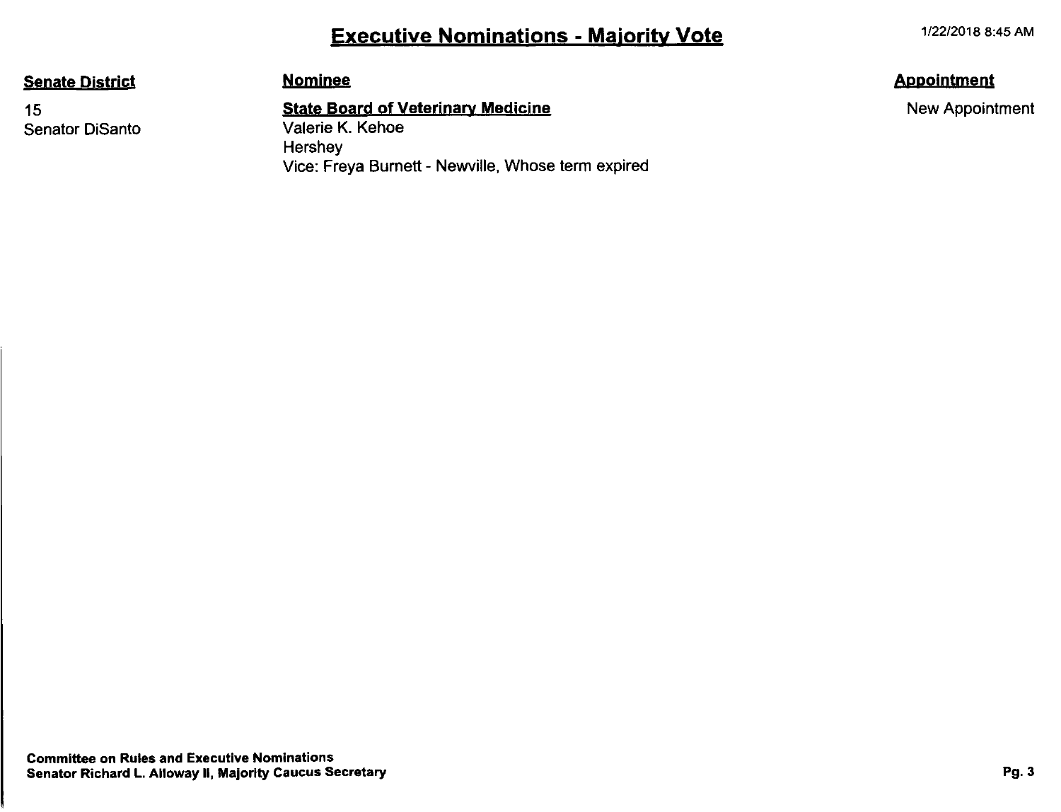# Executive Nominations - Majority Vote

1/22/2018 8:45 AM

| Senate District | Nominee | Appointment |
| --- | --- | --- |
| 15<br>Senator DiSanto | **State Board of Veterinary Medicine**<br>Valerie K. Kehoe<br>Hershey<br>Vice: Freya Burnett - Newville, Whose term expired | New Appointment |

**Committee on Rules and Executive Nominations**
**Senator Richard L. Alloway II, Majority Caucus Secretary**